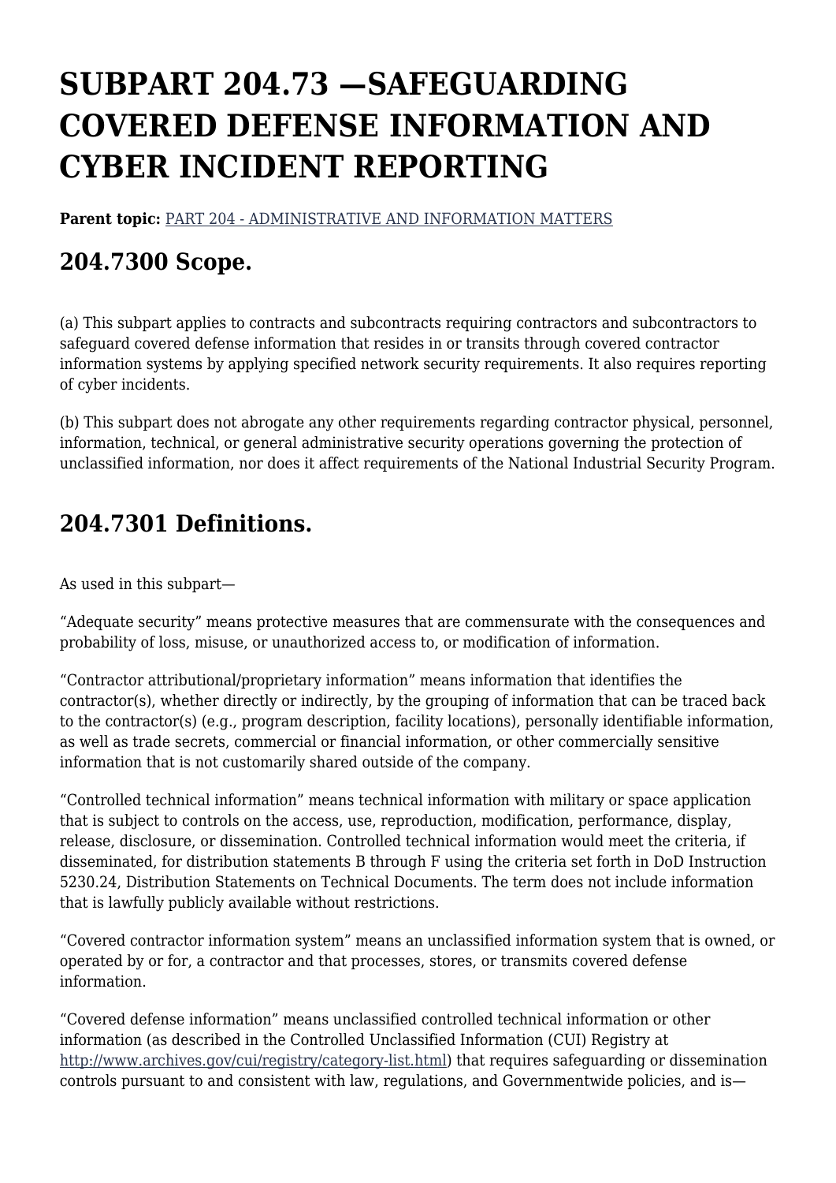# SUBPART 204.73 —SAFEGUARDING COVERED DEFENSE INFORMATION AND CYBER INCIDENT REPORTING

**Parent topic:** [PART 204 - ADMINISTRATIVE AND INFORMATION MATTERS]

## 204.7300 Scope.

(a) This subpart applies to contracts and subcontracts requiring contractors and subcontractors to safeguard covered defense information that resides in or transits through covered contractor information systems by applying specified network security requirements. It also requires reporting of cyber incidents.

(b) This subpart does not abrogate any other requirements regarding contractor physical, personnel, information, technical, or general administrative security operations governing the protection of unclassified information, nor does it affect requirements of the National Industrial Security Program.

## 204.7301 Definitions.

As used in this subpart—

“Adequate security” means protective measures that are commensurate with the consequences and probability of loss, misuse, or unauthorized access to, or modification of information.

“Contractor attributional/proprietary information” means information that identifies the contractor(s), whether directly or indirectly, by the grouping of information that can be traced back to the contractor(s) (e.g., program description, facility locations), personally identifiable information, as well as trade secrets, commercial or financial information, or other commercially sensitive information that is not customarily shared outside of the company.

“Controlled technical information” means technical information with military or space application that is subject to controls on the access, use, reproduction, modification, performance, display, release, disclosure, or dissemination. Controlled technical information would meet the criteria, if disseminated, for distribution statements B through F using the criteria set forth in DoD Instruction 5230.24, Distribution Statements on Technical Documents. The term does not include information that is lawfully publicly available without restrictions.

“Covered contractor information system” means an unclassified information system that is owned, or operated by or for, a contractor and that processes, stores, or transmits covered defense information.

“Covered defense information” means unclassified controlled technical information or other information (as described in the Controlled Unclassified Information (CUI) Registry at http://www.archives.gov/cui/registry/category-list.html) that requires safeguarding or dissemination controls pursuant to and consistent with law, regulations, and Governmentwide policies, and is—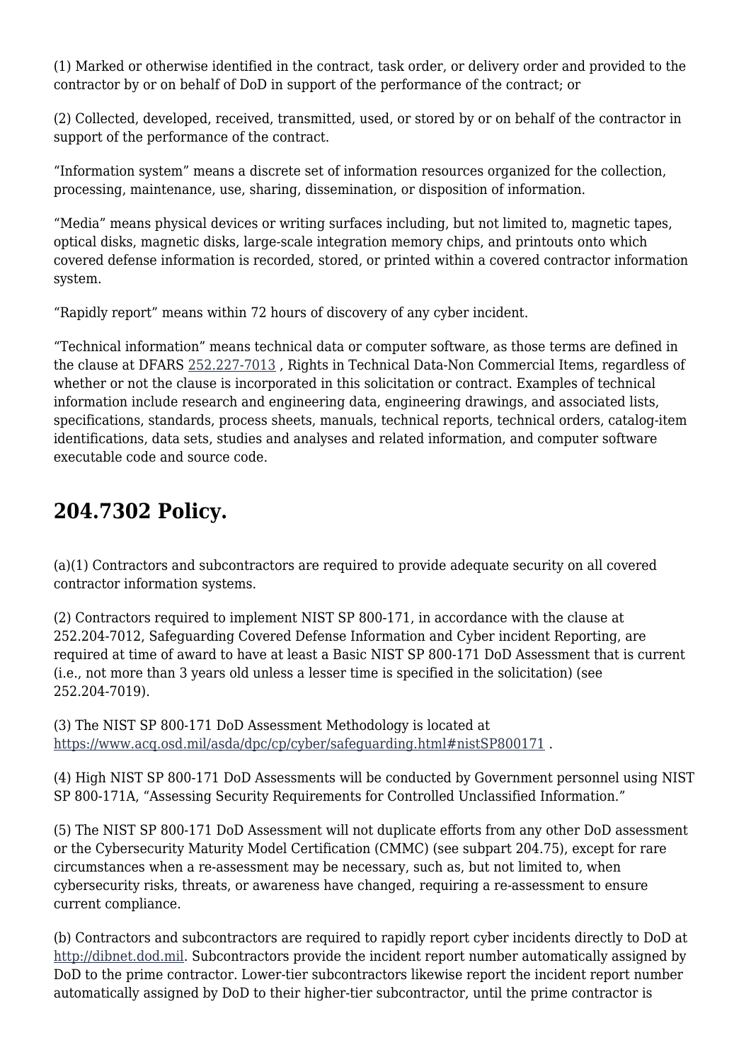(1) Marked or otherwise identified in the contract, task order, or delivery order and provided to the contractor by or on behalf of DoD in support of the performance of the contract; or

(2) Collected, developed, received, transmitted, used, or stored by or on behalf of the contractor in support of the performance of the contract.

"Information system" means a discrete set of information resources organized for the collection, processing, maintenance, use, sharing, dissemination, or disposition of information.

"Media" means physical devices or writing surfaces including, but not limited to, magnetic tapes, optical disks, magnetic disks, large-scale integration memory chips, and printouts onto which covered defense information is recorded, stored, or printed within a covered contractor information system.

"Rapidly report" means within 72 hours of discovery of any cyber incident.

"Technical information" means technical data or computer software, as those terms are defined in the clause at DFARS 252.227-7013 , Rights in Technical Data-Non Commercial Items, regardless of whether or not the clause is incorporated in this solicitation or contract. Examples of technical information include research and engineering data, engineering drawings, and associated lists, specifications, standards, process sheets, manuals, technical reports, technical orders, catalog-item identifications, data sets, studies and analyses and related information, and computer software executable code and source code.

## 204.7302 Policy.

(a)(1) Contractors and subcontractors are required to provide adequate security on all covered contractor information systems.

(2) Contractors required to implement NIST SP 800-171, in accordance with the clause at 252.204-7012, Safeguarding Covered Defense Information and Cyber incident Reporting, are required at time of award to have at least a Basic NIST SP 800-171 DoD Assessment that is current (i.e., not more than 3 years old unless a lesser time is specified in the solicitation) (see 252.204-7019).

(3) The NIST SP 800-171 DoD Assessment Methodology is located at https://www.acq.osd.mil/asda/dpc/cp/cyber/safeguarding.html#nistSP800171 .

(4) High NIST SP 800-171 DoD Assessments will be conducted by Government personnel using NIST SP 800-171A, "Assessing Security Requirements for Controlled Unclassified Information."

(5) The NIST SP 800-171 DoD Assessment will not duplicate efforts from any other DoD assessment or the Cybersecurity Maturity Model Certification (CMMC) (see subpart 204.75), except for rare circumstances when a re-assessment may be necessary, such as, but not limited to, when cybersecurity risks, threats, or awareness have changed, requiring a re-assessment to ensure current compliance.

(b) Contractors and subcontractors are required to rapidly report cyber incidents directly to DoD at http://dibnet.dod.mil. Subcontractors provide the incident report number automatically assigned by DoD to the prime contractor. Lower-tier subcontractors likewise report the incident report number automatically assigned by DoD to their higher-tier subcontractor, until the prime contractor is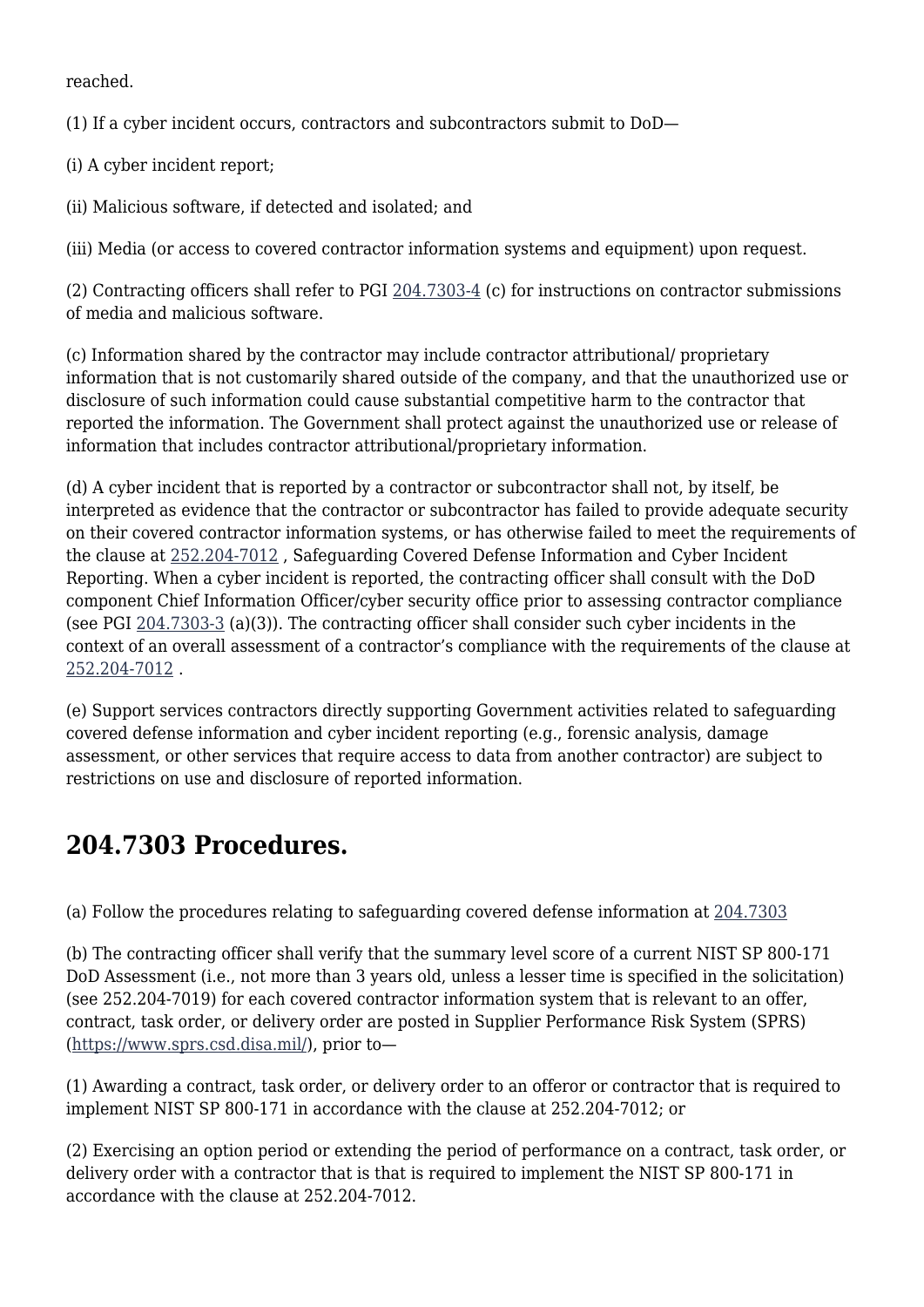reached.

(1) If a cyber incident occurs, contractors and subcontractors submit to DoD—

(i) A cyber incident report;

(ii) Malicious software, if detected and isolated; and

(iii) Media (or access to covered contractor information systems and equipment) upon request.

(2) Contracting officers shall refer to PGI 204.7303-4 (c) for instructions on contractor submissions of media and malicious software.

(c) Information shared by the contractor may include contractor attributional/ proprietary information that is not customarily shared outside of the company, and that the unauthorized use or disclosure of such information could cause substantial competitive harm to the contractor that reported the information. The Government shall protect against the unauthorized use or release of information that includes contractor attributional/proprietary information.

(d) A cyber incident that is reported by a contractor or subcontractor shall not, by itself, be interpreted as evidence that the contractor or subcontractor has failed to provide adequate security on their covered contractor information systems, or has otherwise failed to meet the requirements of the clause at 252.204-7012 , Safeguarding Covered Defense Information and Cyber Incident Reporting. When a cyber incident is reported, the contracting officer shall consult with the DoD component Chief Information Officer/cyber security office prior to assessing contractor compliance (see PGI 204.7303-3 (a)(3)). The contracting officer shall consider such cyber incidents in the context of an overall assessment of a contractor's compliance with the requirements of the clause at 252.204-7012 .

(e) Support services contractors directly supporting Government activities related to safeguarding covered defense information and cyber incident reporting (e.g., forensic analysis, damage assessment, or other services that require access to data from another contractor) are subject to restrictions on use and disclosure of reported information.

## 204.7303 Procedures.

(a) Follow the procedures relating to safeguarding covered defense information at 204.7303

(b) The contracting officer shall verify that the summary level score of a current NIST SP 800-171 DoD Assessment (i.e., not more than 3 years old, unless a lesser time is specified in the solicitation) (see 252.204-7019) for each covered contractor information system that is relevant to an offer, contract, task order, or delivery order are posted in Supplier Performance Risk System (SPRS) (https://www.sprs.csd.disa.mil/), prior to—

(1) Awarding a contract, task order, or delivery order to an offeror or contractor that is required to implement NIST SP 800-171 in accordance with the clause at 252.204-7012; or

(2) Exercising an option period or extending the period of performance on a contract, task order, or delivery order with a contractor that is that is required to implement the NIST SP 800-171 in accordance with the clause at 252.204-7012.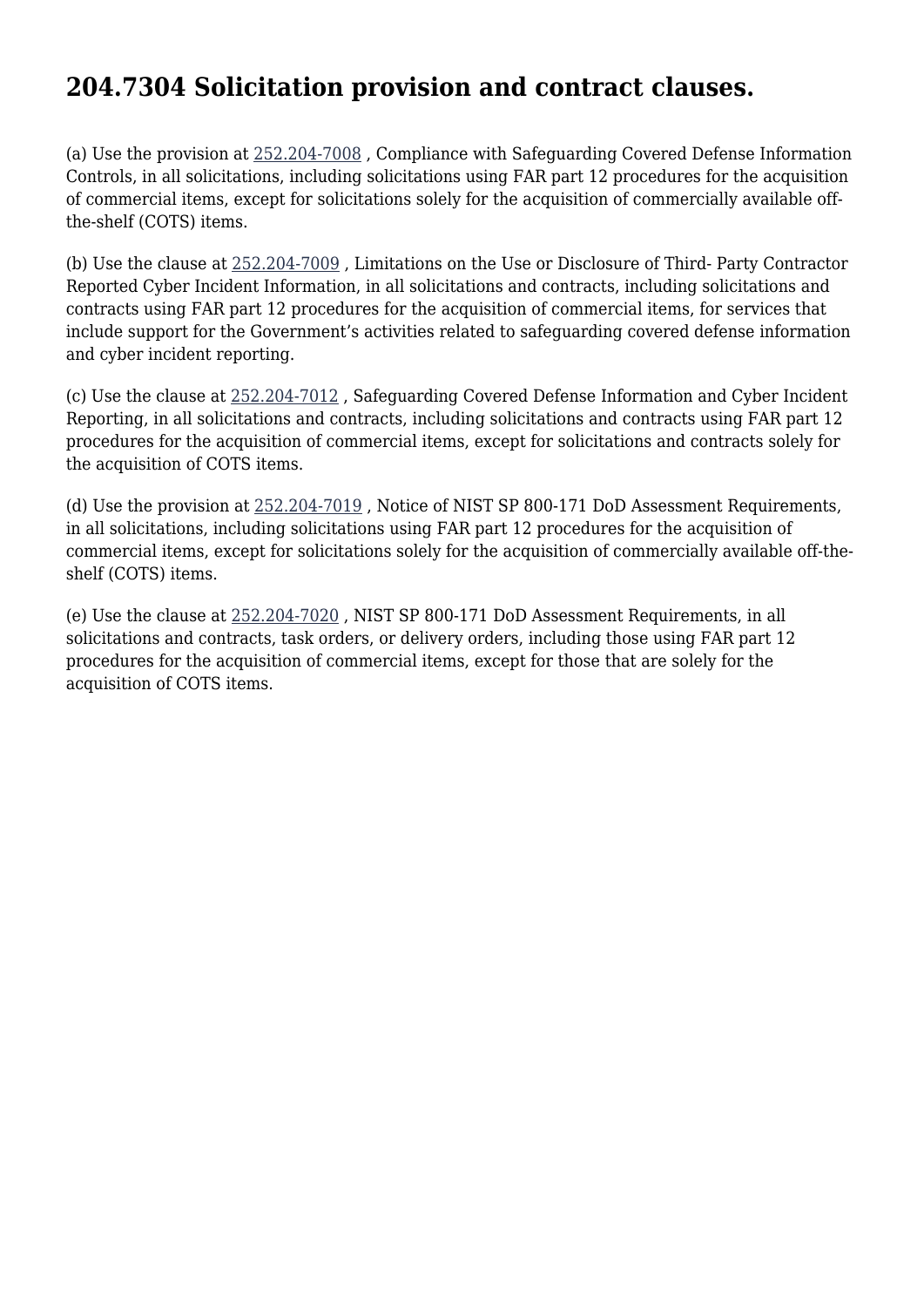## 204.7304 Solicitation provision and contract clauses.

(a) Use the provision at 252.204-7008 , Compliance with Safeguarding Covered Defense Information Controls, in all solicitations, including solicitations using FAR part 12 procedures for the acquisition of commercial items, except for solicitations solely for the acquisition of commercially available off-the-shelf (COTS) items.

(b) Use the clause at 252.204-7009 , Limitations on the Use or Disclosure of Third- Party Contractor Reported Cyber Incident Information, in all solicitations and contracts, including solicitations and contracts using FAR part 12 procedures for the acquisition of commercial items, for services that include support for the Government's activities related to safeguarding covered defense information and cyber incident reporting.

(c) Use the clause at 252.204-7012 , Safeguarding Covered Defense Information and Cyber Incident Reporting, in all solicitations and contracts, including solicitations and contracts using FAR part 12 procedures for the acquisition of commercial items, except for solicitations and contracts solely for the acquisition of COTS items.

(d) Use the provision at 252.204-7019 , Notice of NIST SP 800-171 DoD Assessment Requirements, in all solicitations, including solicitations using FAR part 12 procedures for the acquisition of commercial items, except for solicitations solely for the acquisition of commercially available off-the-shelf (COTS) items.

(e) Use the clause at 252.204-7020 , NIST SP 800-171 DoD Assessment Requirements, in all solicitations and contracts, task orders, or delivery orders, including those using FAR part 12 procedures for the acquisition of commercial items, except for those that are solely for the acquisition of COTS items.